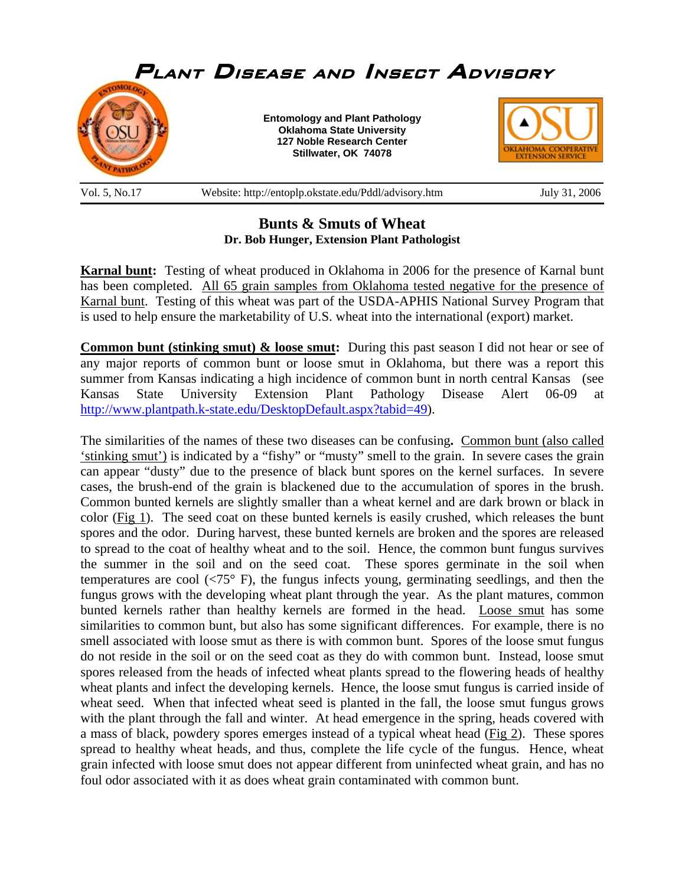# Plant Disease and Insect Advisory

**Entomology and Plant Pathology**
**Oklahoma State University**
**127 Noble Research Center**
**Stillwater, OK 74078**

Vol. 5, No.17 | Website: http://entoplp.okstate.edu/Pddl/advisory.htm | July 31, 2006

## Bunts & Smuts of Wheat

**Dr. Bob Hunger, Extension Plant Pathologist**

**Karnal bunt:** Testing of wheat produced in Oklahoma in 2006 for the presence of Karnal bunt has been completed. All 65 grain samples from Oklahoma tested negative for the presence of Karnal bunt. Testing of this wheat was part of the USDA-APHIS National Survey Program that is used to help ensure the marketability of U.S. wheat into the international (export) market.

**Common bunt (stinking smut) & loose smut:** During this past season I did not hear or see of any major reports of common bunt or loose smut in Oklahoma, but there was a report this summer from Kansas indicating a high incidence of common bunt in north central Kansas (see Kansas State University Extension Plant Pathology Disease Alert 06-09 at http://www.plantpath.k-state.edu/DesktopDefault.aspx?tabid=49).

The similarities of the names of these two diseases can be confusing**.** Common bunt (also called 'stinking smut') is indicated by a "fishy" or "musty" smell to the grain. In severe cases the grain can appear "dusty" due to the presence of black bunt spores on the kernel surfaces. In severe cases, the brush-end of the grain is blackened due to the accumulation of spores in the brush. Common bunted kernels are slightly smaller than a wheat kernel and are dark brown or black in color (Fig 1). The seed coat on these bunted kernels is easily crushed, which releases the bunt spores and the odor. During harvest, these bunted kernels are broken and the spores are released to spread to the coat of healthy wheat and to the soil. Hence, the common bunt fungus survives the summer in the soil and on the seed coat. These spores germinate in the soil when temperatures are cool (<75° F), the fungus infects young, germinating seedlings, and then the fungus grows with the developing wheat plant through the year. As the plant matures, common bunted kernels rather than healthy kernels are formed in the head. Loose smut has some similarities to common bunt, but also has some significant differences. For example, there is no smell associated with loose smut as there is with common bunt. Spores of the loose smut fungus do not reside in the soil or on the seed coat as they do with common bunt. Instead, loose smut spores released from the heads of infected wheat plants spread to the flowering heads of healthy wheat plants and infect the developing kernels. Hence, the loose smut fungus is carried inside of wheat seed. When that infected wheat seed is planted in the fall, the loose smut fungus grows with the plant through the fall and winter. At head emergence in the spring, heads covered with a mass of black, powdery spores emerges instead of a typical wheat head (Fig 2). These spores spread to healthy wheat heads, and thus, complete the life cycle of the fungus. Hence, wheat grain infected with loose smut does not appear different from uninfected wheat grain, and has no foul odor associated with it as does wheat grain contaminated with common bunt.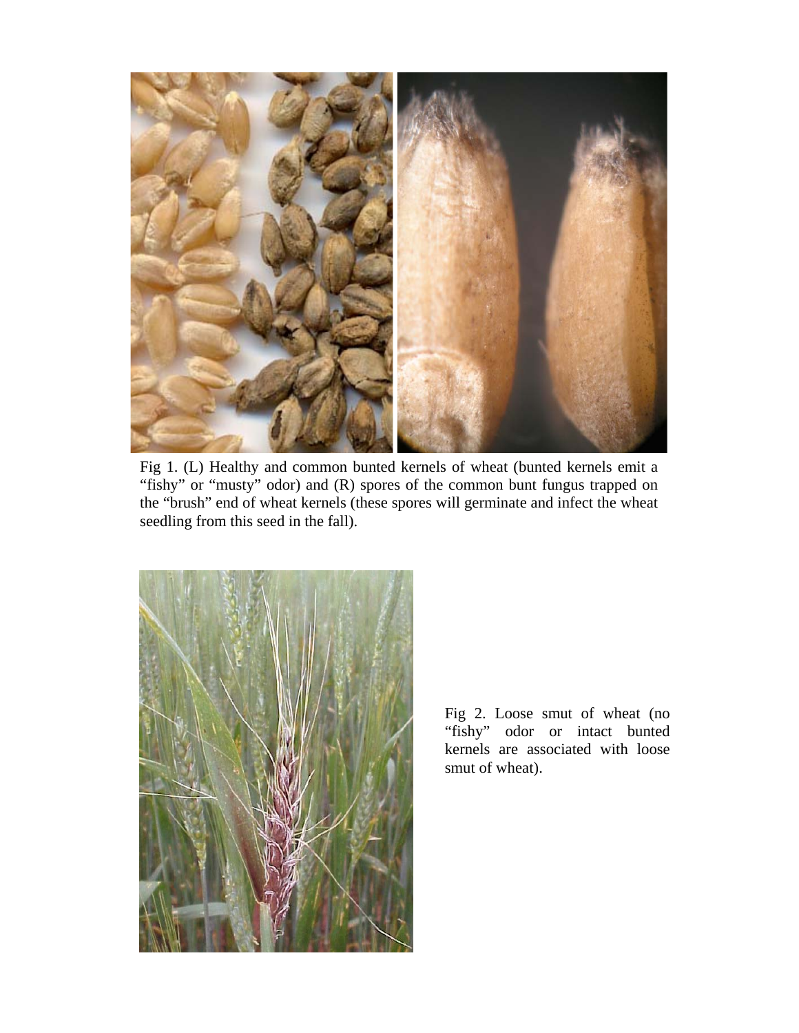Fig 1. (L) Healthy and common bunted kernels of wheat (bunted kernels emit a "fishy" or "musty" odor) and (R) spores of the common bunt fungus trapped on the "brush" end of wheat kernels (these spores will germinate and infect the wheat seedling from this seed in the fall).

Fig 2. Loose smut of wheat (no "fishy" odor or intact bunted kernels are associated with loose smut of wheat).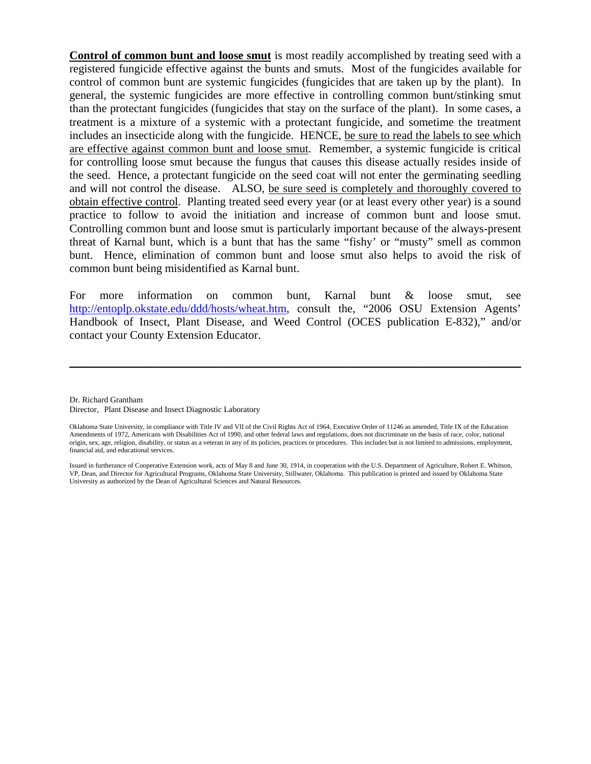**Control of common bunt and loose smut** is most readily accomplished by treating seed with a registered fungicide effective against the bunts and smuts. Most of the fungicides available for control of common bunt are systemic fungicides (fungicides that are taken up by the plant). In general, the systemic fungicides are more effective in controlling common bunt/stinking smut than the protectant fungicides (fungicides that stay on the surface of the plant). In some cases, a treatment is a mixture of a systemic with a protectant fungicide, and sometime the treatment includes an insecticide along with the fungicide. HENCE, <u>be sure to read the labels to see which are effective against common bunt and loose smut</u>. Remember, a systemic fungicide is critical for controlling loose smut because the fungus that causes this disease actually resides inside of the seed. Hence, a protectant fungicide on the seed coat will not enter the germinating seedling and will not control the disease. ALSO, <u>be sure seed is completely and thoroughly covered to obtain effective control</u>. Planting treated seed every year (or at least every other year) is a sound practice to follow to avoid the initiation and increase of common bunt and loose smut. Controlling common bunt and loose smut is particularly important because of the always-present threat of Karnal bunt, which is a bunt that has the same "fishy' or "musty" smell as common bunt. Hence, elimination of common bunt and loose smut also helps to avoid the risk of common bunt being misidentified as Karnal bunt.

For more information on common bunt, Karnal bunt & loose smut, see http://entoplp.okstate.edu/ddd/hosts/wheat.htm, consult the, "2006 OSU Extension Agents' Handbook of Insect, Plant Disease, and Weed Control (OCES publication E-832)," and/or contact your County Extension Educator.

---

Dr. Richard Grantham
Director, Plant Disease and Insect Diagnostic Laboratory

Oklahoma State University, in compliance with Title IV and VII of the Civil Rights Act of 1964, Executive Order of 11246 as amended, Title IX of the Education Amendments of 1972, Americans with Disabilities Act of 1990, and other federal laws and regulations, does not discriminate on the basis of race, color, national origin, sex, age, religion, disability, or status as a veteran in any of its policies, practices or procedures. This includes but is not limited to admissions, employment, financial aid, and educational services.

Issued in furtherance of Cooperative Extension work, acts of May 8 and June 30, 1914, in cooperation with the U.S. Department of Agriculture, Robert E. Whitson, VP, Dean, and Director for Agricultural Programs, Oklahoma State University, Stillwater, Oklahoma. This publication is printed and issued by Oklahoma State University as authorized by the Dean of Agricultural Sciences and Natural Resources.